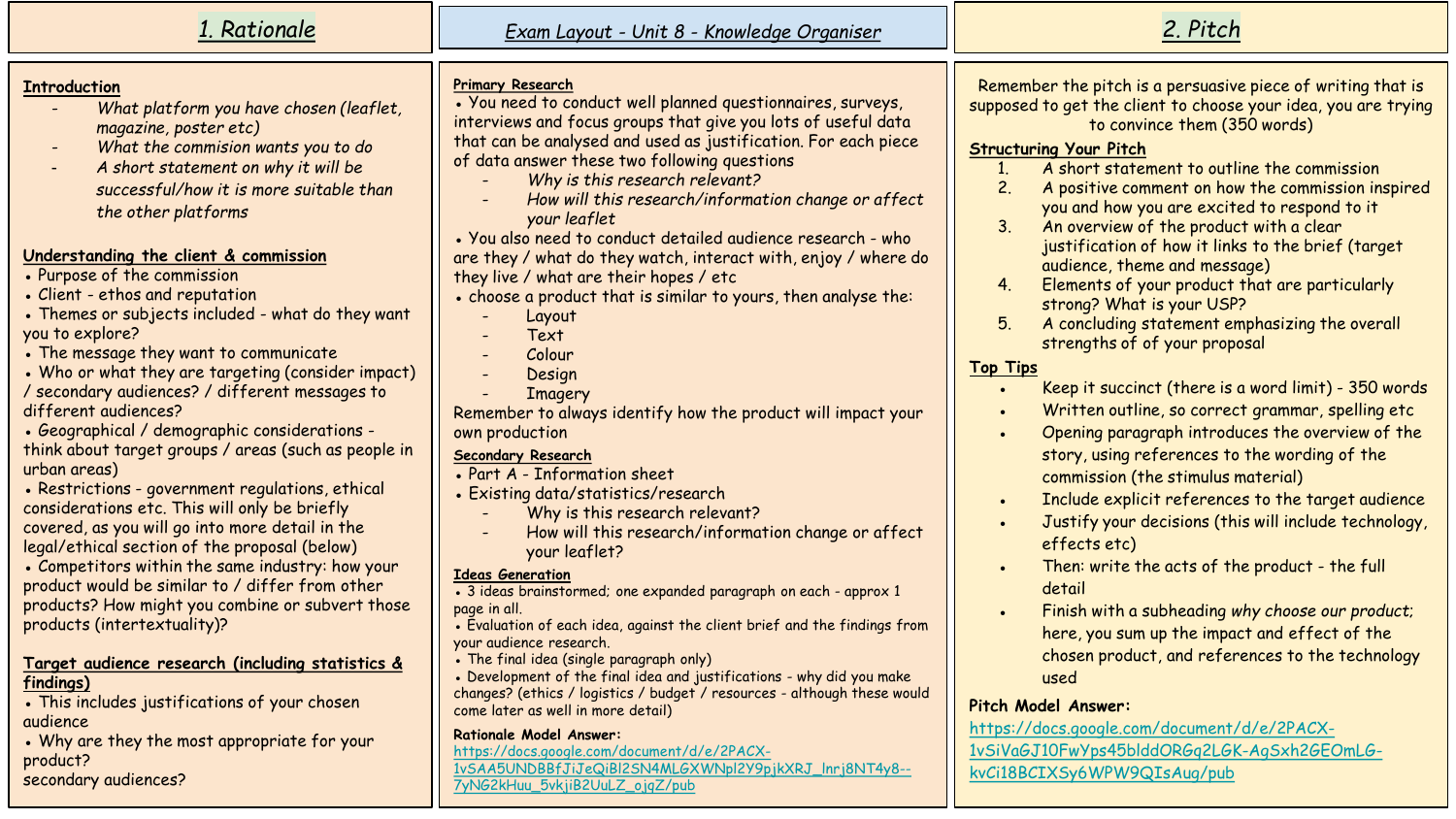# Exam Layout - Unit 8 - Knowledge Organiser

## 1. Rationale

**Introduction**

- *What platform you have chosen (leaflet, magazine, poster etc)*
- *What the commision wants you to do*
- *A short statement on why it will be successful/how it is more suitable than the other platforms*

**Understanding the client & commission**

- Purpose of the commission
- Client - ethos and reputation
- Themes or subjects included - what do they want you to explore?
- The message they want to communicate
- Who or what they are targeting (consider impact) / secondary audiences? / different messages to different audiences?
- Geographical / demographic considerations - think about target groups / areas (such as people in urban areas)
- Restrictions - government regulations, ethical considerations etc. This will only be briefly covered, as you will go into more detail in the legal/ethical section of the proposal (below)
- Competitors within the same industry: how your product would be similar to / differ from other products? How might you combine or subvert those products (intertextuality)?

**Target audience research (including statistics & findings)**

- This includes justifications of your chosen audience
- Why are they the most appropriate for your product?

secondary audiences?

**Primary Research**

- You need to conduct well planned questionnaires, surveys, interviews and focus groups that give you lots of useful data that can be analysed and used as justification. For each piece of data answer these two following questions
  - *Why is this research relevant?*
  - *How will this research/information change or affect your leaflet*
- You also need to conduct detailed audience research - who are they / what do they watch, interact with, enjoy / where do they live / what are their hopes / etc
- choose a product that is similar to yours, then analyse the:
  - Layout
  - Text
  - Colour
  - Design
  - Imagery

Remember to always identify how the product will impact your own production

**Secondary Research**

- Part A - Information sheet
- Existing data/statistics/research
  - Why is this research relevant?
  - How will this research/information change or affect your leaflet?

**Ideas Generation**

- 3 ideas brainstormed; one expanded paragraph on each - approx 1 page in all.
- Evaluation of each idea, against the client brief and the findings from your audience research.
- The final idea (single paragraph only)
- Development of the final idea and justifications - why did you make changes? (ethics / logistics / budget / resources - although these would come later as well in more detail)

**Rationale Model Answer:**

https://docs.google.com/document/d/e/2PACX-1vSAA5UNDBBfJiJeQiBl2SN4MLGXWNpl2Y9pjkXRJ_lnrj8NT4y8--7yNG2kHuu_5vkjiB2UuLZ_ojqZ/pub

## 2. Pitch

Remember the pitch is a persuasive piece of writing that is supposed to get the client to choose your idea, you are trying to convince them (350 words)

**Structuring Your Pitch**

1. A short statement to outline the commission
2. A positive comment on how the commission inspired you and how you are excited to respond to it
3. An overview of the product with a clear justification of how it links to the brief (target audience, theme and message)
4. Elements of your product that are particularly strong? What is your USP?
5. A concluding statement emphasizing the overall strengths of of your proposal

**Top Tips**

- Keep it succinct (there is a word limit) - 350 words
- Written outline, so correct grammar, spelling etc
- Opening paragraph introduces the overview of the story, using references to the wording of the commission (the stimulus material)
- Include explicit references to the target audience
- Justify your decisions (this will include technology, effects etc)
- Then: write the acts of the product - the full detail
- Finish with a subheading *why choose our product;* here, you sum up the impact and effect of the chosen product, and references to the technology used

**Pitch Model Answer:**

https://docs.google.com/document/d/e/2PACX-1vSiVaGJ10FwYps45blddORGq2LGK-AgSxh2GEOmLG-kvCi18BCIXSy6WPW9QIsAug/pub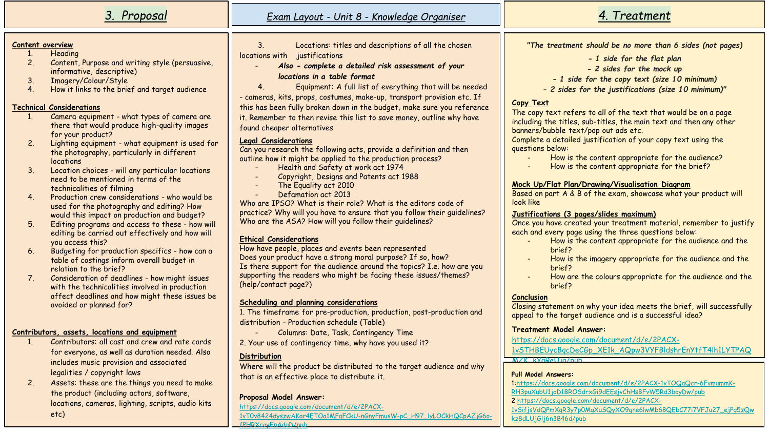# 3. Proposal

**Content overview**

1. Heading
2. Content, Purpose and writing style (persuasive, informative, descriptive)
3. Imagery/Colour/Style
4. How it links to the brief and target audience

**Technical Considerations**

1. Camera equipment - what types of camera are there that would produce high-quality images for your product?
2. Lighting equipment - what equipment is used for the photography, particularly in different locations
3. Location choices - will any particular locations need to be mentioned in terms of the technicalities of filming
4. Production crew considerations - who would be used for the photography and editing? How would this impact on production and budget?
5. Editing programs and access to these - how will editing be carried out effectively and how will you access this?
6. Budgeting for production specifics - how can a table of costings inform overall budget in relation to the brief?
7. Consideration of deadlines - how might issues with the technicalities involved in production affect deadlines and how might these issues be avoided or planned for?

**Contributors, assets, locations and equipment**

1. Contributors: all cast and crew and rate cards for everyone, as well as duration needed. Also includes music provision and associated legalities / copyright laws
2. Assets: these are the things you need to make the product (including actors, software, locations, cameras, lighting, scripts, audio kits etc)

# Exam Layout - Unit 8 - Knowledge Organiser

3. Locations: titles and descriptions of all the chosen locations with justifications
   - ***Also - complete a detailed risk assessment of your locations in a table format***
4. Equipment: A full list of everything that will be needed - cameras, kits, props, costumes, make-up, transport provision etc. If this has been fully broken down in the budget, make sure you reference it. Remember to then revise this list to save money, outline why have found cheaper alternatives

**Legal Considerations**

Can you research the following acts, provide a definition and then outline how it might be applied to the production process?

- Health and Safety at work act 1974
- Copyright, Designs and Patents act 1988
- The Equality act 2010
- Defamation act 2013

Who are IPSO? What is their role? What is the editors code of practice? Why will you have to ensure that you follow their guidelines? Who are the ASA? How will you follow their guidelines?

**Ethical Considerations**

How have people, places and events been represented
Does your product have a strong moral purpose? If so, how?
Is there support for the audience around the topics? I.e. how are you supporting the readers who might be facing these issues/themes? (help/contact page?)

**Scheduling and planning considerations**

1. The timeframe for pre-production, production, post-production and distribution - Production schedule (Table)
   - Columns: Date, Task, Contingency Time
2. Your use of contingency time, why have you used it?

**Distribution**

Where will the product be distributed to the target audience and why that is an effective place to distribute it.

**Proposal Model Answer:**
https://docs.google.com/document/d/e/2PACX-1vT0v8424dyszwAKar4ETOa1MFqFCkU-nGnyFmusW-pC_H97_lyLOCkHQCpAZjG6o-fPHRXcoyEnAduD/pub

# 4. Treatment

***"The treatment should be no more than 6 sides (not pages)***
- ***1 side for the flat plan***
- ***2 sides for the mock up***
- ***1 side for the copy text (size 10 minimum)***
- ***2 sides for the justifications (size 10 minimum)"***

**Copy Text**

The copy text refers to all of the text that would be on a page including the titles, sub-titles, the main text and then any other banners/bubble text/pop out ads etc.
Complete a detailed justification of your copy text using the questions below:

- How is the content appropriate for the audience?
- How is the content appropriate for the brief?

**Mock Up/Flat Plan/Drawing/Visualisation Diagram**

Based on part A & B of the exam, showcase what your product will look like

**Justifications (3 pages/slides maximum)**

Once you have created your treatment material, remember to justify each and every page using the three questions below:

- How is the content appropriate for the audience and the brief?
- How is the imagery appropriate for the audience and the brief?
- How are the colours appropriate for the audience and the brief?

**Conclusion**

Closing statement on why your idea meets the brief, will successfully appeal to the target audience and is a successful idea?

**Treatment Model Answer:**
https://docs.google.com/document/d/e/2PACX-1vSTHBEUycBqcDeCGp_XE1k_AQpw3VYFBldshrEnYtfT4lh1LYTPAQMZK_kYgReUjo/pub

**Full Model Answers:**
1: https://docs.google.com/document/d/e/2PACX-1vTOQaQcr-6FvmummK-RH3puXubU1joD1BROSdrxGi9dEEsjvChHsBFvW5Rd3boyDw/pub
2 https://docs.google.com/document/d/e/2PACX-1vSifjsVdQPmXqR3y7p0MqXuSQyXO9gne6lwMb68QEbC77i7VFJu27_ejPg5zQwkz8dLUjGlj6n3B46d/pub